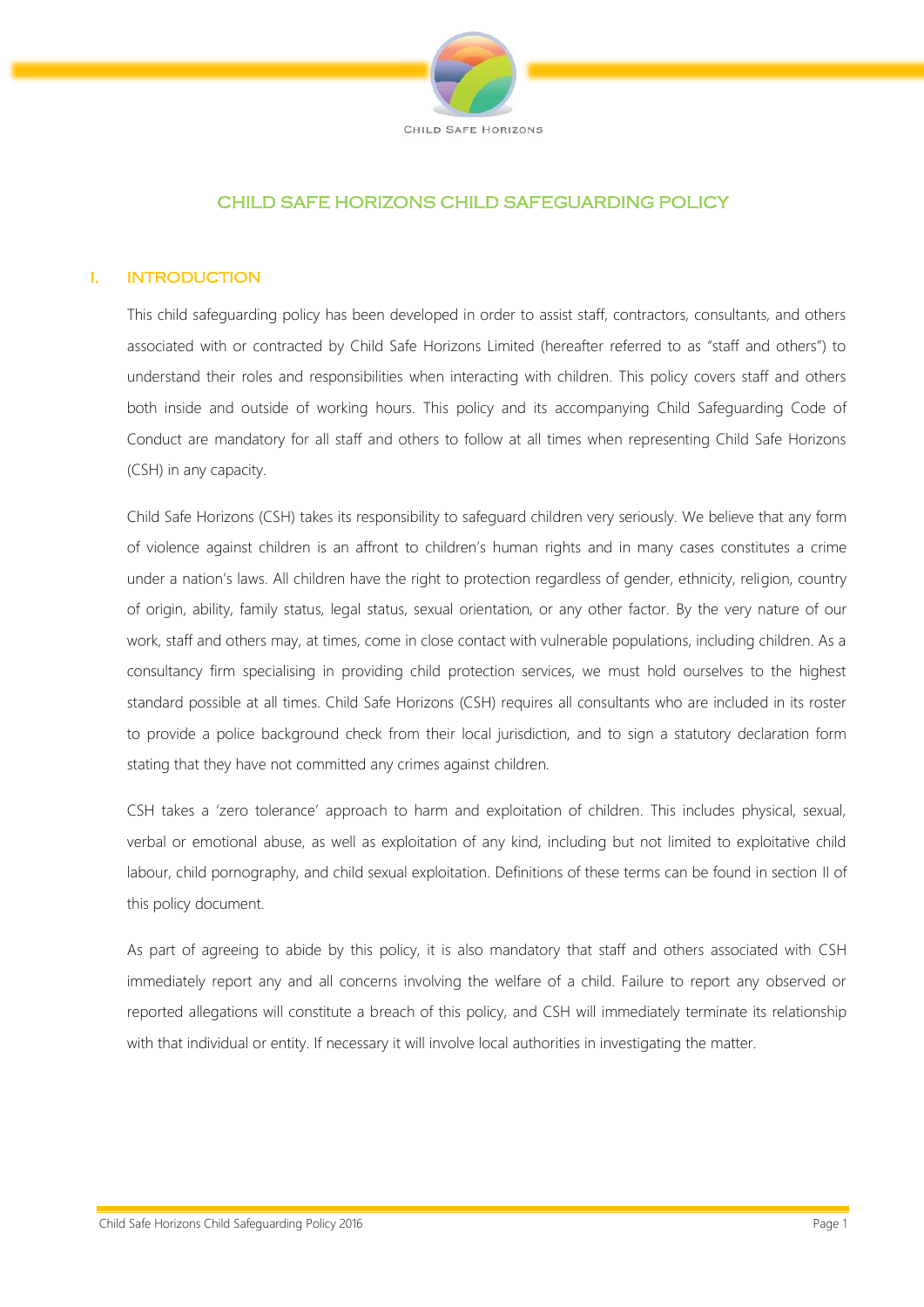Child Safe Horizons

# CHILD SAFE HORIZONS CHILD SAFEGUARDING POLICY

## I. INTRODUCTION

This child safeguarding policy has been developed in order to assist staff, contractors, consultants, and others associated with or contracted by Child Safe Horizons Limited (hereafter referred to as "staff and others") to understand their roles and responsibilities when interacting with children. This policy covers staff and others both inside and outside of working hours. This policy and its accompanying Child Safeguarding Code of Conduct are mandatory for all staff and others to follow at all times when representing Child Safe Horizons (CSH) in any capacity.

Child Safe Horizons (CSH) takes its responsibility to safeguard children very seriously. We believe that any form of violence against children is an affront to children's human rights and in many cases constitutes a crime under a nation's laws. All children have the right to protection regardless of gender, ethnicity, religion, country of origin, ability, family status, legal status, sexual orientation, or any other factor. By the very nature of our work, staff and others may, at times, come in close contact with vulnerable populations, including children. As a consultancy firm specialising in providing child protection services, we must hold ourselves to the highest standard possible at all times. Child Safe Horizons (CSH) requires all consultants who are included in its roster to provide a police background check from their local jurisdiction, and to sign a statutory declaration form stating that they have not committed any crimes against children.

CSH takes a 'zero tolerance' approach to harm and exploitation of children. This includes physical, sexual, verbal or emotional abuse, as well as exploitation of any kind, including but not limited to exploitative child labour, child pornography, and child sexual exploitation. Definitions of these terms can be found in section II of this policy document.

As part of agreeing to abide by this policy, it is also mandatory that staff and others associated with CSH immediately report any and all concerns involving the welfare of a child. Failure to report any observed or reported allegations will constitute a breach of this policy, and CSH will immediately terminate its relationship with that individual or entity. If necessary it will involve local authorities in investigating the matter.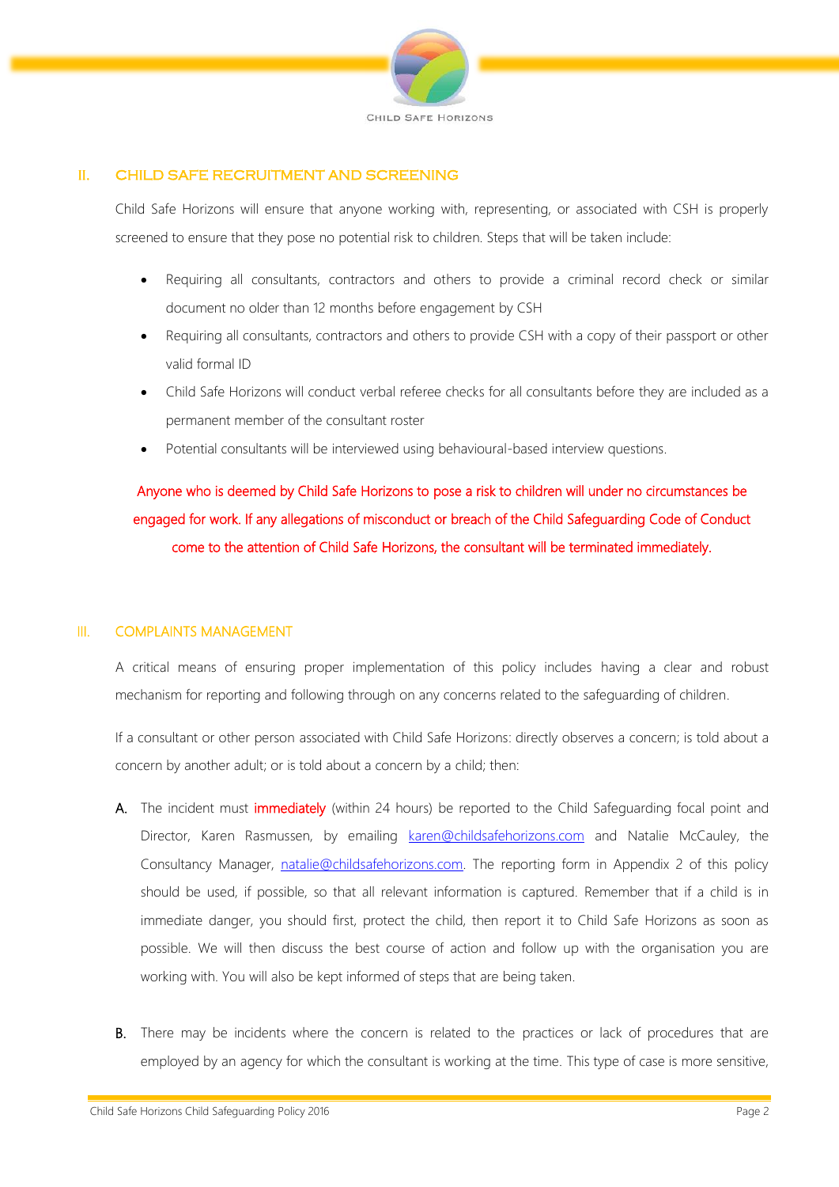## II. CHILD SAFE RECRUITMENT AND SCREENING

Child Safe Horizons will ensure that anyone working with, representing, or associated with CSH is properly screened to ensure that they pose no potential risk to children. Steps that will be taken include:

- Requiring all consultants, contractors and others to provide a criminal record check or similar document no older than 12 months before engagement by CSH
- Requiring all consultants, contractors and others to provide CSH with a copy of their passport or other valid formal ID
- Child Safe Horizons will conduct verbal referee checks for all consultants before they are included as a permanent member of the consultant roster
- Potential consultants will be interviewed using behavioural-based interview questions.

Anyone who is deemed by Child Safe Horizons to pose a risk to children will under no circumstances be engaged for work. If any allegations of misconduct or breach of the Child Safeguarding Code of Conduct come to the attention of Child Safe Horizons, the consultant will be terminated immediately.

## III. COMPLAINTS MANAGEMENT

A critical means of ensuring proper implementation of this policy includes having a clear and robust mechanism for reporting and following through on any concerns related to the safeguarding of children.

If a consultant or other person associated with Child Safe Horizons: directly observes a concern; is told about a concern by another adult; or is told about a concern by a child; then:

**A.** The incident must immediately (within 24 hours) be reported to the Child Safeguarding focal point and Director, Karen Rasmussen, by emailing karen@childsafehorizons.com and Natalie McCauley, the Consultancy Manager, natalie@childsafehorizons.com. The reporting form in Appendix 2 of this policy should be used, if possible, so that all relevant information is captured. Remember that if a child is in immediate danger, you should first, protect the child, then report it to Child Safe Horizons as soon as possible. We will then discuss the best course of action and follow up with the organisation you are working with. You will also be kept informed of steps that are being taken.

**B.** There may be incidents where the concern is related to the practices or lack of procedures that are employed by an agency for which the consultant is working at the time. This type of case is more sensitive,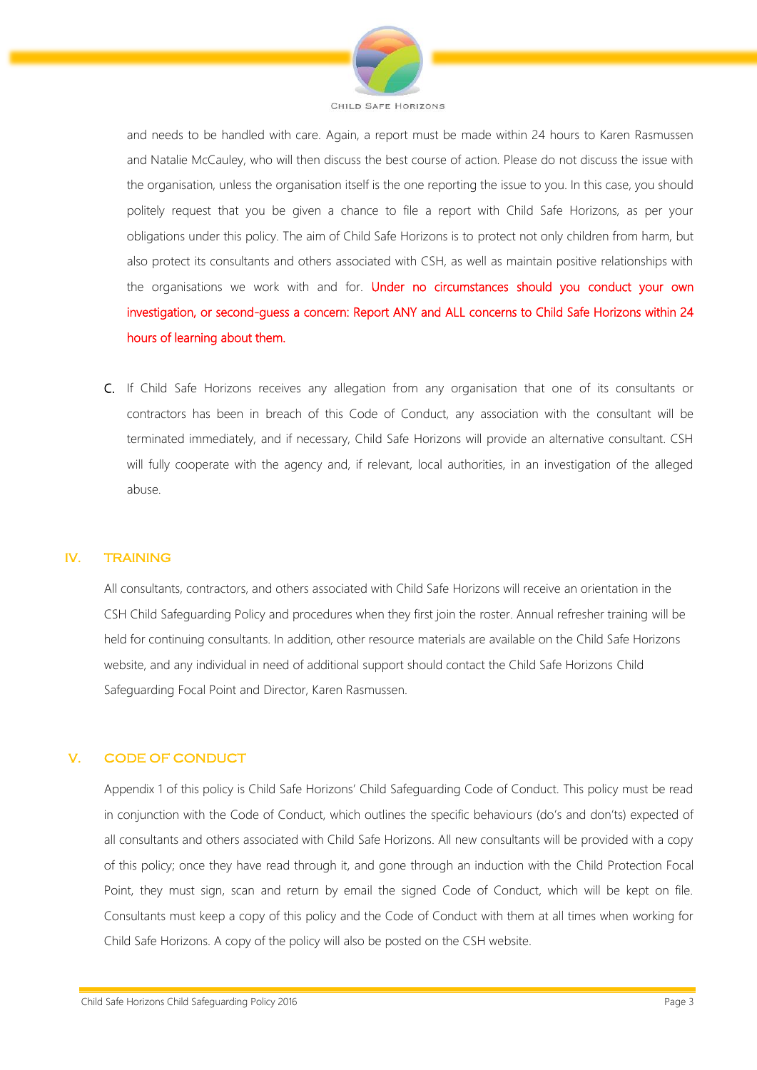and needs to be handled with care. Again, a report must be made within 24 hours to Karen Rasmussen and Natalie McCauley, who will then discuss the best course of action. Please do not discuss the issue with the organisation, unless the organisation itself is the one reporting the issue to you. In this case, you should politely request that you be given a chance to file a report with Child Safe Horizons, as per your obligations under this policy. The aim of Child Safe Horizons is to protect not only children from harm, but also protect its consultants and others associated with CSH, as well as maintain positive relationships with the organisations we work with and for. **Under no circumstances should you conduct your own investigation, or second-guess a concern: Report ANY and ALL concerns to Child Safe Horizons within 24 hours of learning about them.**

C. If Child Safe Horizons receives any allegation from any organisation that one of its consultants or contractors has been in breach of this Code of Conduct, any association with the consultant will be terminated immediately, and if necessary, Child Safe Horizons will provide an alternative consultant. CSH will fully cooperate with the agency and, if relevant, local authorities, in an investigation of the alleged abuse.

## IV. TRAINING

All consultants, contractors, and others associated with Child Safe Horizons will receive an orientation in the CSH Child Safeguarding Policy and procedures when they first join the roster. Annual refresher training will be held for continuing consultants. In addition, other resource materials are available on the Child Safe Horizons website, and any individual in need of additional support should contact the Child Safe Horizons Child Safeguarding Focal Point and Director, Karen Rasmussen.

## V. CODE OF CONDUCT

Appendix 1 of this policy is Child Safe Horizons' Child Safeguarding Code of Conduct. This policy must be read in conjunction with the Code of Conduct, which outlines the specific behaviours (do's and don'ts) expected of all consultants and others associated with Child Safe Horizons. All new consultants will be provided with a copy of this policy; once they have read through it, and gone through an induction with the Child Protection Focal Point, they must sign, scan and return by email the signed Code of Conduct, which will be kept on file. Consultants must keep a copy of this policy and the Code of Conduct with them at all times when working for Child Safe Horizons. A copy of the policy will also be posted on the CSH website.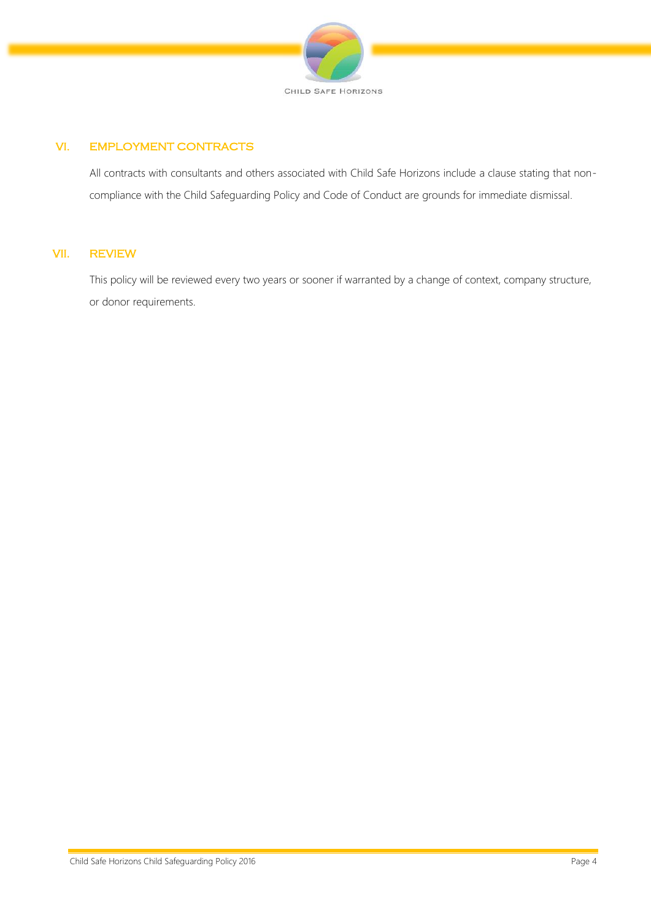## VI. EMPLOYMENT CONTRACTS

All contracts with consultants and others associated with Child Safe Horizons include a clause stating that non-compliance with the Child Safeguarding Policy and Code of Conduct are grounds for immediate dismissal.

## VII. REVIEW

This policy will be reviewed every two years or sooner if warranted by a change of context, company structure, or donor requirements.